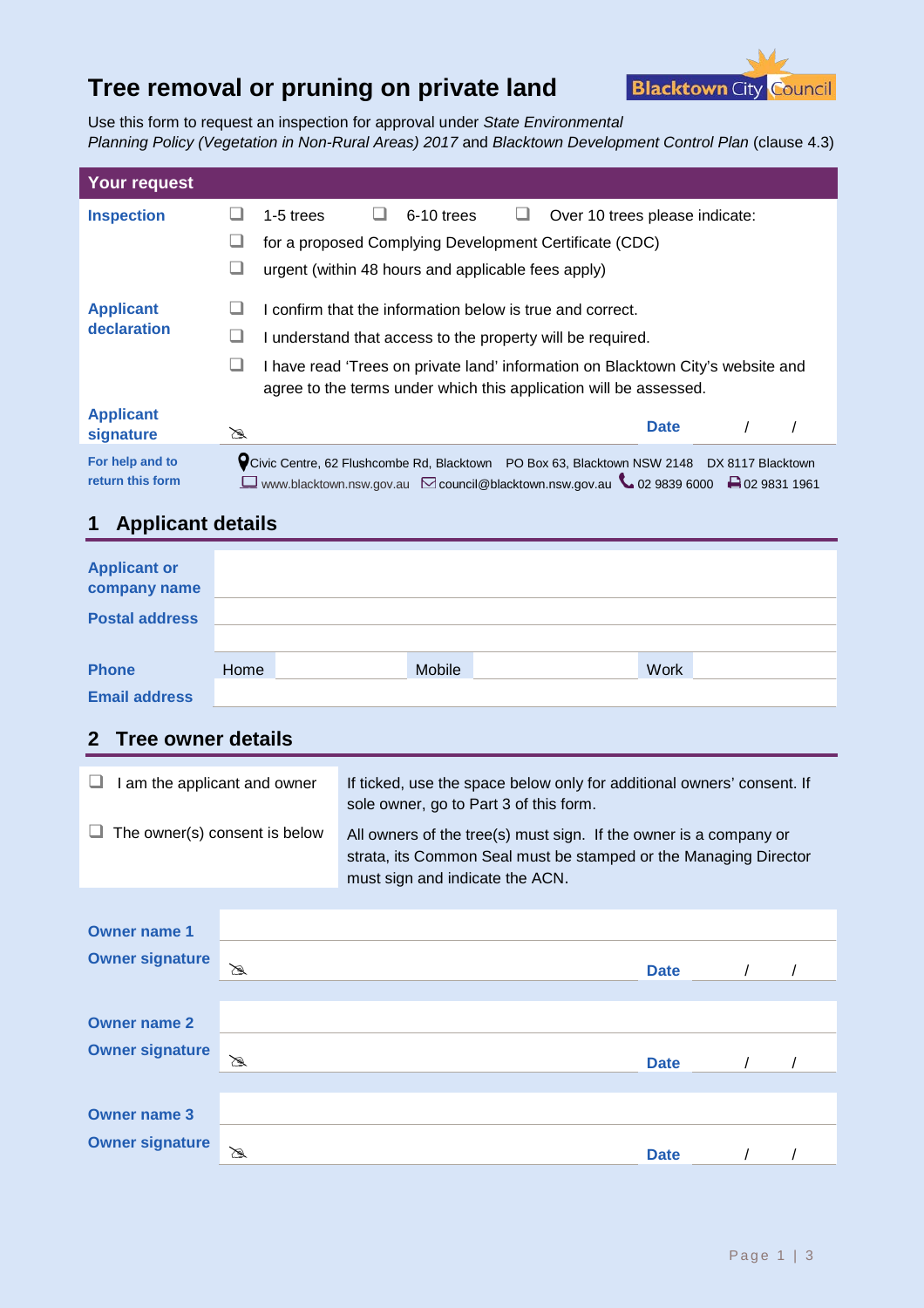# Tree removal or pruning on private land

Blacktown City Council

Use this form to request an inspection for approval under *State Environmental Planning Policy (Vegetation in Non-Rural Areas) 2017* and *Blacktown Development Control Plan* (clause 4.3)

## Your request

**Inspection**

- ❑ 1-5 trees ❑ 6-10 trees ❑ Over 10 trees please indicate:
- ❑ for a proposed Complying Development Certificate (CDC)
- ❑ urgent (within 48 hours and applicable fees apply)

**Applicant declaration**

- ❑ I confirm that the information below is true and correct.
- ❑ I understand that access to the property will be required.
- ❑ I have read 'Trees on private land' information on Blacktown City's website and agree to the terms under which this application will be assessed.

**Applicant signature** ✍ **Date** / /

**For help and to return this form**

Civic Centre, 62 Flushcombe Rd, Blacktown PO Box 63, Blacktown NSW 2148 DX 8117 Blacktown
www.blacktown.nsw.gov.au council@blacktown.nsw.gov.au 02 9839 6000 02 9831 1961

## 1 Applicant details

| | | | | | | |
|---|---|---|---|---|---|---|
| **Applicant or company name** | | | | | | |
| **Postal address** | | | | | | |
| | | | | | | |
| **Phone** | Home | | Mobile | | Work | |
| **Email address** | | | | | | |

## 2 Tree owner details

| | |
|---|---|
| ❑ I am the applicant and owner | If ticked, use the space below only for additional owners' consent. If sole owner, go to Part 3 of this form. |
| ❑ The owner(s) consent is below | All owners of the tree(s) must sign. If the owner is a company or strata, its Common Seal must be stamped or the Managing Director must sign and indicate the ACN. |

| | | | |
|---|---|---|---|
| **Owner name 1** | | | |
| **Owner signature** | ✍ | **Date** | / / |
| **Owner name 2** | | | |
| **Owner signature** | ✍ | **Date** | / / |
| **Owner name 3** | | | |
| **Owner signature** | ✍ | **Date** | / / |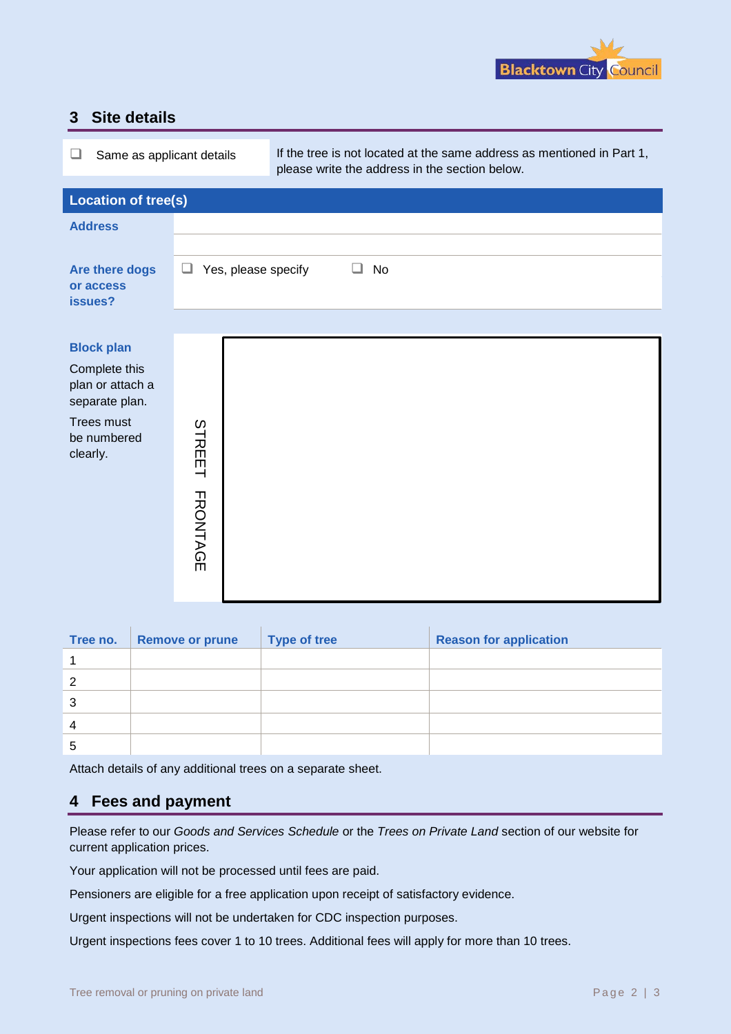## 3 Site details

- [ ] Same as applicant details

If the tree is not located at the same address as mentioned in Part 1, please write the address in the section below.

### Location of tree(s)

| | |
|---|---|
| **Address** | |
| **Are there dogs or access issues?** | ☐ Yes, please specify ☐ No |

**Block plan**

Complete this plan or attach a separate plan.

Trees must be numbered clearly.

STREET FRONTAGE

| Tree no. | Remove or prune | Type of tree | Reason for application |
|---|---|---|---|
| 1 | | | |
| 2 | | | |
| 3 | | | |
| 4 | | | |
| 5 | | | |

Attach details of any additional trees on a separate sheet.

## 4 Fees and payment

Please refer to our *Goods and Services Schedule* or the *Trees on Private Land* section of our website for current application prices.

Your application will not be processed until fees are paid.

Pensioners are eligible for a free application upon receipt of satisfactory evidence.

Urgent inspections will not be undertaken for CDC inspection purposes.

Urgent inspections fees cover 1 to 10 trees. Additional fees will apply for more than 10 trees.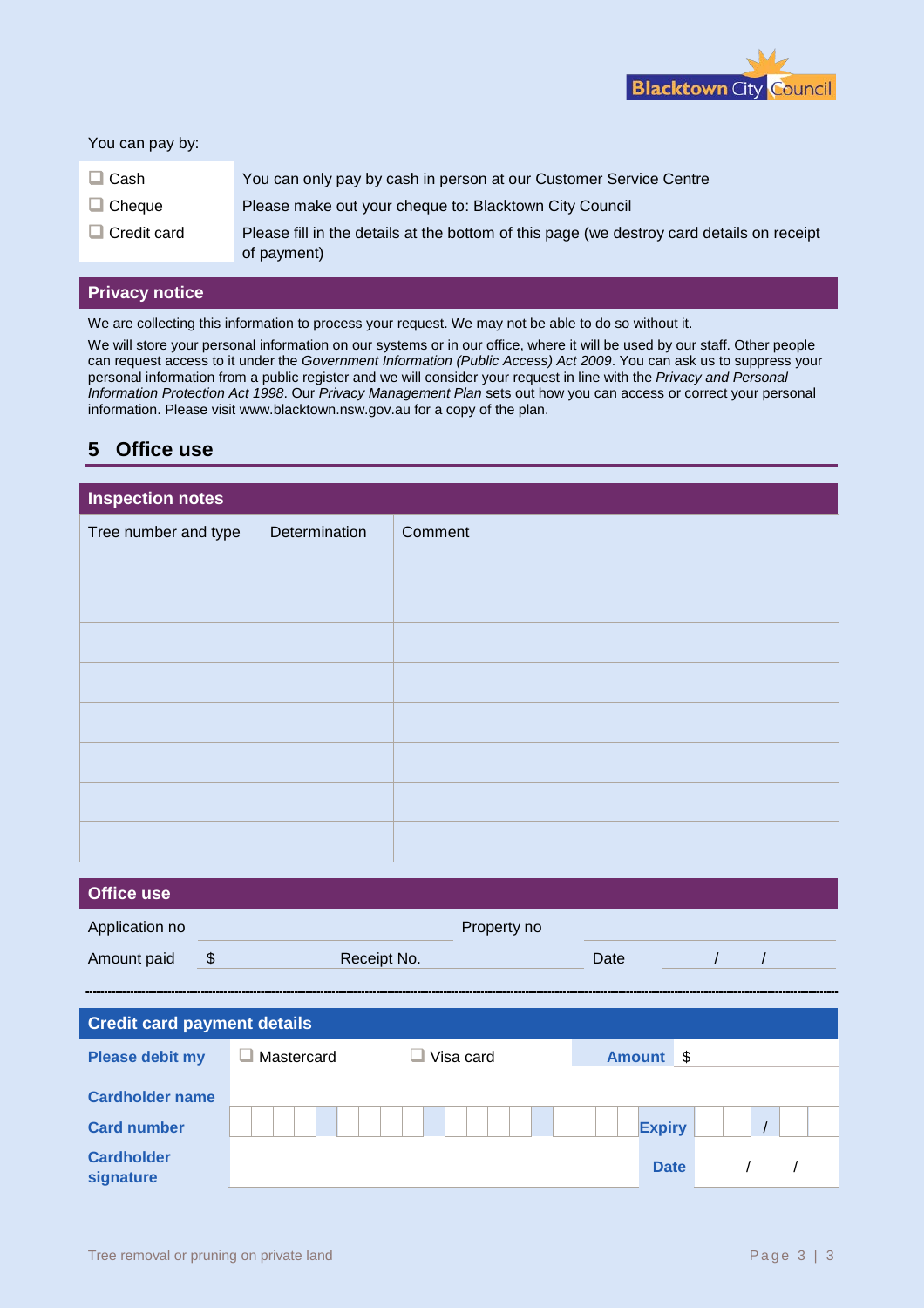You can pay by:

| | |
|---|---|
| ❑ Cash | You can only pay by cash in person at our Customer Service Centre |
| ❑ Cheque | Please make out your cheque to: Blacktown City Council |
| ❑ Credit card | Please fill in the details at the bottom of this page (we destroy card details on receipt of payment) |

## Privacy notice

We are collecting this information to process your request. We may not be able to do so without it.

We will store your personal information on our systems or in our office, where it will be used by our staff. Other people can request access to it under the *Government Information (Public Access) Act 2009*. You can ask us to suppress your personal information from a public register and we will consider your request in line with the *Privacy and Personal Information Protection Act 1998*. Our *Privacy Management Plan* sets out how you can access or correct your personal information. Please visit www.blacktown.nsw.gov.au for a copy of the plan.

# 5 Office use

## Inspection notes

| Tree number and type | Determination | Comment |
|---|---|---|
| | | |
| | | |
| | | |
| | | |
| | | |
| | | |
| | | |
| | | |

## Office use

| | | | |
|---|---|---|---|
| Application no | | Property no | |
| Amount paid | $ Receipt No. | Date | / / |

## Credit card payment details

| | | | | |
|---|---|---|---|---|
| **Please debit my** | ❑ Mastercard | ❑ Visa card | **Amount** | $ |
| **Cardholder name** | | | | |
| **Card number** | | | **Expiry** | / |
| **Cardholder signature** | | | **Date** | / / |